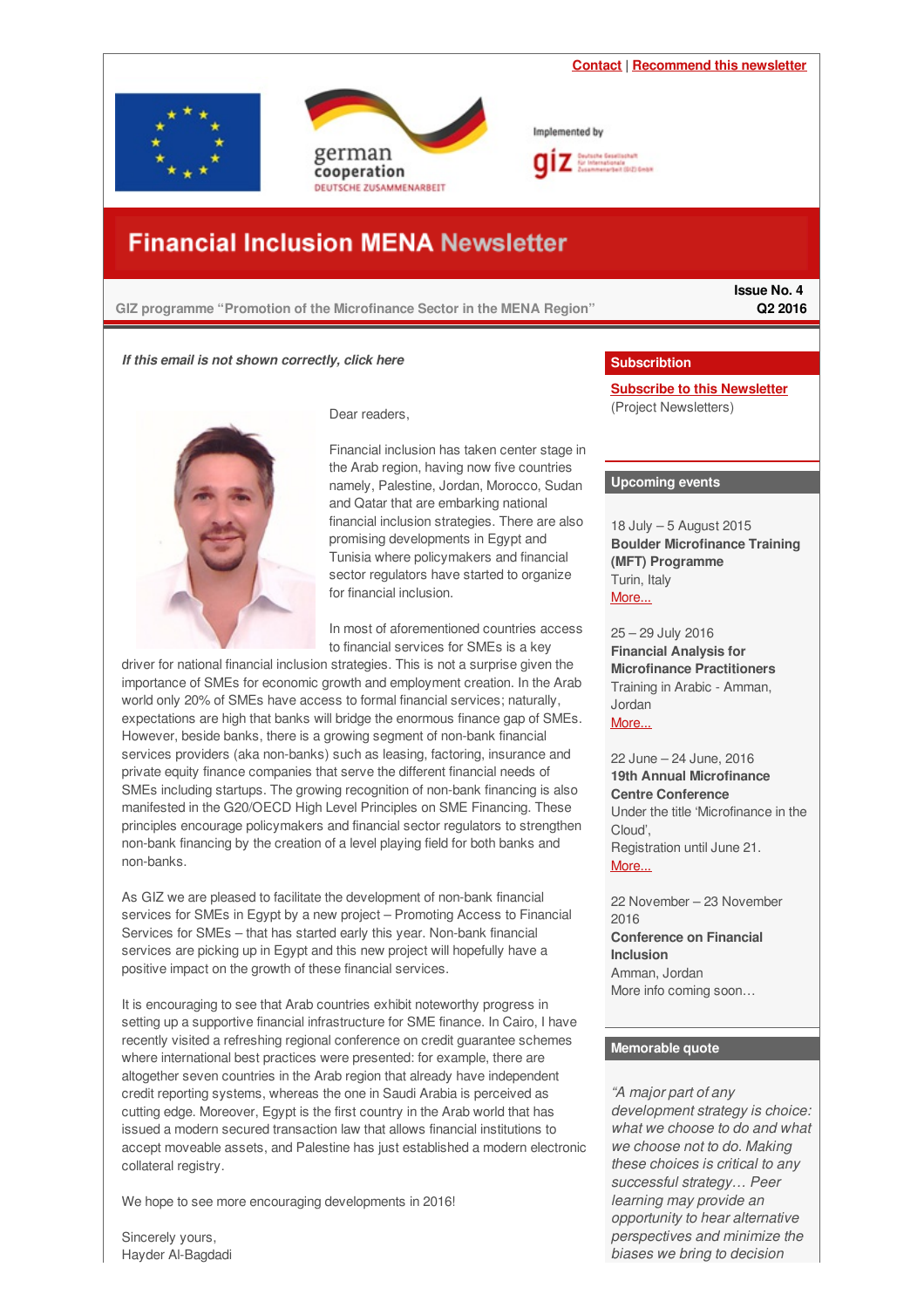Contact | Recommend this newsletter

Implemented by giz

# Financial Inclusion MENA Newsletter

GIZ programme "Promotion of the Microfinance Sector in the MENA Region"

**Issue No. 4**
**Q2 2016**

***If this email is not shown correctly, click here***

Dear readers,

Financial inclusion has taken center stage in the Arab region, having now five countries namely, Palestine, Jordan, Morocco, Sudan and Qatar that are embarking national financial inclusion strategies. There are also promising developments in Egypt and Tunisia where policymakers and financial sector regulators have started to organize for financial inclusion.

In most of aforementioned countries access to financial services for SMEs is a key driver for national financial inclusion strategies. This is not a surprise given the importance of SMEs for economic growth and employment creation. In the Arab world only 20% of SMEs have access to formal financial services; naturally, expectations are high that banks will bridge the enormous finance gap of SMEs. However, beside banks, there is a growing segment of non-bank financial services providers (aka non-banks) such as leasing, factoring, insurance and private equity finance companies that serve the different financial needs of SMEs including startups. The growing recognition of non-bank financing is also manifested in the G20/OECD High Level Principles on SME Financing. These principles encourage policymakers and financial sector regulators to strengthen non-bank financing by the creation of a level playing field for both banks and non-banks.

As GIZ we are pleased to facilitate the development of non-bank financial services for SMEs in Egypt by a new project – Promoting Access to Financial Services for SMEs – that has started early this year. Non-bank financial services are picking up in Egypt and this new project will hopefully have a positive impact on the growth of these financial services.

It is encouraging to see that Arab countries exhibit noteworthy progress in setting up a supportive financial infrastructure for SME finance. In Cairo, I have recently visited a refreshing regional conference on credit guarantee schemes where international best practices were presented: for example, there are altogether seven countries in the Arab region that already have independent credit reporting systems, whereas the one in Saudi Arabia is perceived as cutting edge. Moreover, Egypt is the first country in the Arab world that has issued a modern secured transaction law that allows financial institutions to accept moveable assets, and Palestine has just established a modern electronic collateral registry.

We hope to see more encouraging developments in 2016!

Sincerely yours,
Hayder Al-Bagdadi

## Subscribtion

Subscribe to this Newsletter
(Project Newsletters)

## Upcoming events

18 July – 5 August 2015
**Boulder Microfinance Training (MFT) Programme**
Turin, Italy
More...

25 – 29 July 2016
**Financial Analysis for Microfinance Practitioners**
Training in Arabic - Amman, Jordan
More...

22 June – 24 June, 2016
**19th Annual Microfinance Centre Conference**
Under the title 'Microfinance in the Cloud',
Registration until June 21.
More...

22 November – 23 November 2016
**Conference on Financial Inclusion**
Amman, Jordan
More info coming soon…

## Memorable quote

*"A major part of any development strategy is choice: what we choose to do and what we choose not to do. Making these choices is critical to any successful strategy… Peer learning may provide an opportunity to hear alternative perspectives and minimize the biases we bring to decision*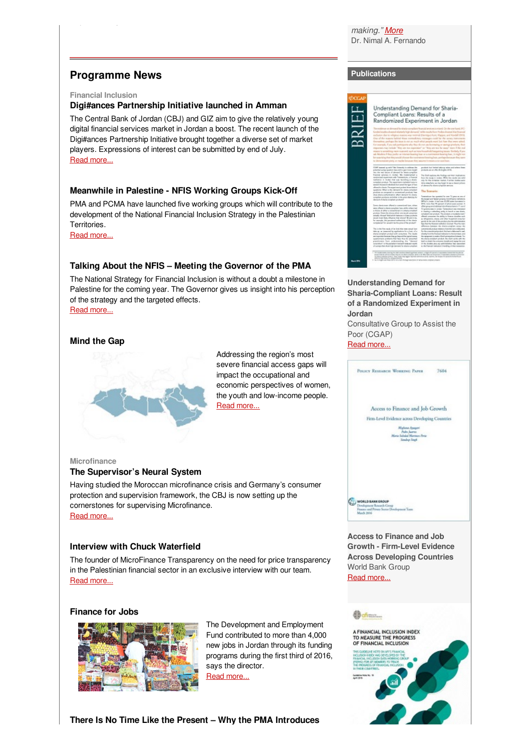## Programme News

Financial Inclusion

### Digi#ances Partnership Initiative launched in Amman

The Central Bank of Jordan (CBJ) and GIZ aim to give the relatively young digital financial services market in Jordan a boost. The recent launch of the Digi#ances Partnership Initiative brought together a diverse set of market players. Expressions of interest can be submitted by end of July.
Read more...

### Meanwhile in Palestine - NFIS Working Groups Kick-Off

PMA and PCMA have launched five working groups which will contribute to the development of the National Financial Inclusion Strategy in the Palestinian Territories.
Read more...

### Talking About the NFIS – Meeting the Governor of the PMA

The National Strategy for Financial Inclusion is without a doubt a milestone in Palestine for the coming year. The Governor gives us insight into his perception of the strategy and the targeted effects.
Read more...

### Mind the Gap

Addressing the region's most severe financial access gaps will impact the occupational and economic perspectives of women, the youth and low-income people.
Read more...

Microfinance

### The Supervisor's Neural System

Having studied the Moroccan microfinance crisis and Germany's consumer protection and supervision framework, the CBJ is now setting up the cornerstones for supervising Microfinance.
Read more...

### Interview with Chuck Waterfield

The founder of MicroFinance Transparency on the need for price transparency in the Palestinian financial sector in an exclusive interview with our team.
Read more...

### Finance for Jobs

The Development and Employment Fund contributed to more than 4,000 new jobs in Jordan through its funding programs during the first third of 2016, says the director.
Read more...

### There Is No Time Like the Present – Why the PMA Introduces

*making." More*
Dr. Nimal A. Fernando

## Publications

**Understanding Demand for Sharia-Compliant Loans: Result of a Randomized Experiment in Jordan**
Consultative Group to Assist the Poor (CGAP)
Read more...

**Access to Finance and Job Growth - Firm-Level Evidence Across Developing Countries**
World Bank Group
Read more...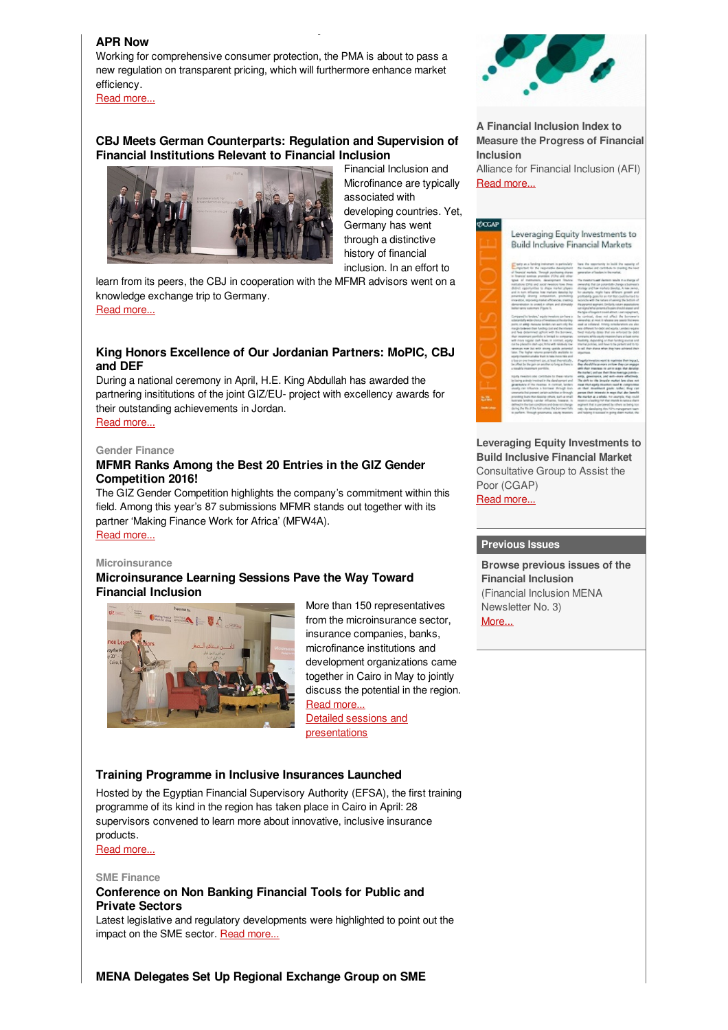### APR Now

Working for comprehensive consumer protection, the PMA is about to pass a new regulation on transparent pricing, which will furthermore enhance market efficiency.

Read more...

### CBJ Meets German Counterparts: Regulation and Supervision of Financial Institutions Relevant to Financial Inclusion

Financial Inclusion and Microfinance are typically associated with developing countries. Yet, Germany has went through a distinctive history of financial inclusion. In an effort to learn from its peers, the CBJ in cooperation with the MFMR advisors went on a knowledge exchange trip to Germany.

Read more...

### King Honors Excellence of Our Jordanian Partners: MoPIC, CBJ and DEF

During a national ceremony in April, H.E. King Abdullah has awarded the partnering insititutions of the joint GIZ/EU- project with excellency awards for their outstanding achievements in Jordan.

Read more...

Gender Finance

### MFMR Ranks Among the Best 20 Entries in the GIZ Gender Competition 2016!

The GIZ Gender Competition highlights the company's commitment within this field. Among this year's 87 submissions MFMR stands out together with its partner 'Making Finance Work for Africa' (MFW4A).

Read more...

Microinsurance

### Microinsurance Learning Sessions Pave the Way Toward Financial Inclusion

More than 150 representatives from the microinsurance sector, insurance companies, banks, microfinance institutions and development organizations came together in Cairo in May to jointly discuss the potential in the region.

Read more...

Detailed sessions and presentations

### Training Programme in Inclusive Insurances Launched

Hosted by the Egyptian Financial Supervisory Authority (EFSA), the first training programme of its kind in the region has taken place in Cairo in April: 28 supervisors convened to learn more about innovative, inclusive insurance products.

Read more...

SME Finance

### Conference on Non Banking Financial Tools for Public and Private Sectors

Latest legislative and regulatory developments were highlighted to point out the impact on the SME sector. Read more...

### MENA Delegates Set Up Regional Exchange Group on SME

**A Financial Inclusion Index to Measure the Progress of Financial Inclusion**

Alliance for Financial Inclusion (AFI)

Read more...

**Leveraging Equity Investments to Build Inclusive Financial Market**

Consultative Group to Assist the Poor (CGAP)

Read more...

**Previous Issues**

**Browse previous issues of the Financial Inclusion**

(Financial Inclusion MENA Newsletter No. 3)

More...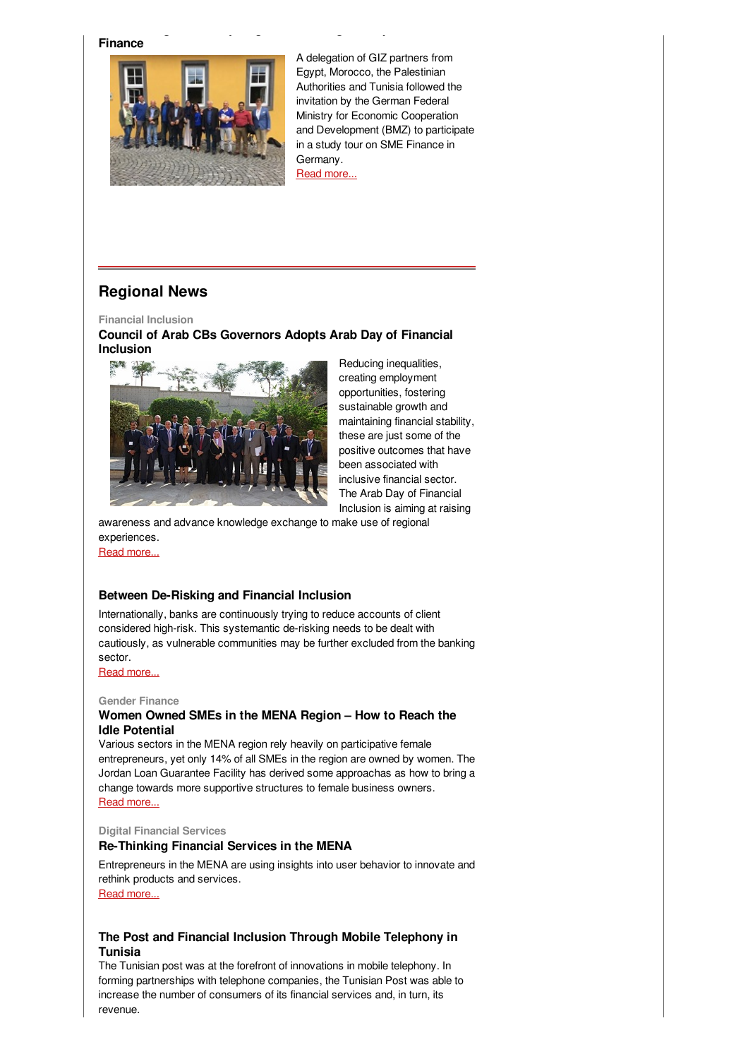**Finance**

A delegation of GIZ partners from Egypt, Morocco, the Palestinian Authorities and Tunisia followed the invitation by the German Federal Ministry for Economic Cooperation and Development (BMZ) to participate in a study tour on SME Finance in Germany.
Read more...

## Regional News

Financial Inclusion

### Council of Arab CBs Governors Adopts Arab Day of Financial Inclusion

Reducing inequalities, creating employment opportunities, fostering sustainable growth and maintaining financial stability, these are just some of the positive outcomes that have been associated with inclusive financial sector. The Arab Day of Financial Inclusion is aiming at raising awareness and advance knowledge exchange to make use of regional experiences.
Read more...

### Between De-Risking and Financial Inclusion

Internationally, banks are continuously trying to reduce accounts of client considered high-risk. This systemantic de-risking needs to be dealt with cautiously, as vulnerable communities may be further excluded from the banking sector.
Read more...

Gender Finance

### Women Owned SMEs in the MENA Region – How to Reach the Idle Potential

Various sectors in the MENA region rely heavily on participative female entrepreneurs, yet only 14% of all SMEs in the region are owned by women. The Jordan Loan Guarantee Facility has derived some approachas as how to bring a change towards more supportive structures to female business owners.
Read more...

Digital Financial Services

### Re-Thinking Financial Services in the MENA

Entrepreneurs in the MENA are using insights into user behavior to innovate and rethink products and services.
Read more...

### The Post and Financial Inclusion Through Mobile Telephony in Tunisia

The Tunisian post was at the forefront of innovations in mobile telephony. In forming partnerships with telephone companies, the Tunisian Post was able to increase the number of consumers of its financial services and, in turn, its revenue.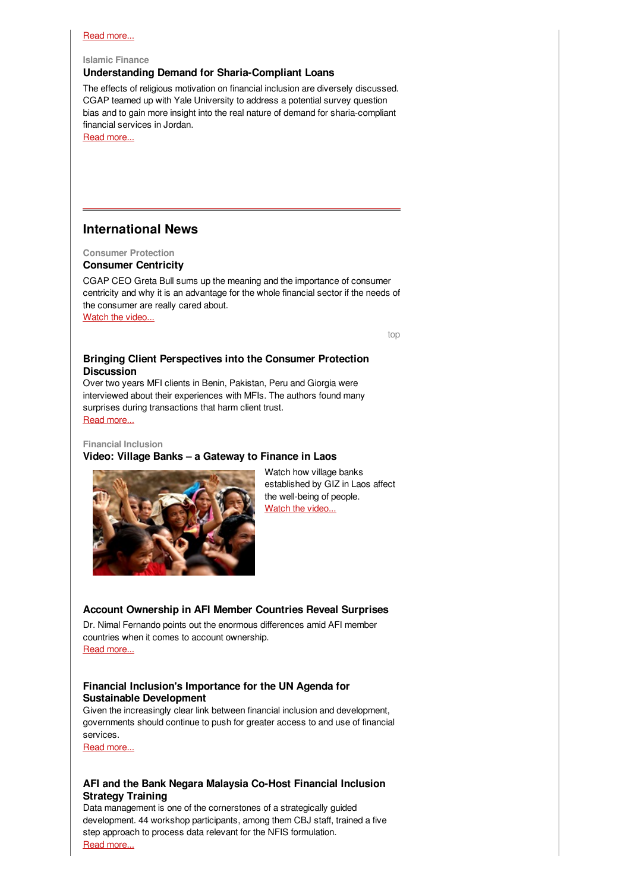Read more...

Islamic Finance

### Understanding Demand for Sharia-Compliant Loans

The effects of religious motivation on financial inclusion are diversely discussed. CGAP teamed up with Yale University to address a potential survey question bias and to gain more insight into the real nature of demand for sharia-compliant financial services in Jordan.

Read more...

## International News

Consumer Protection

### Consumer Centricity

CGAP CEO Greta Bull sums up the meaning and the importance of consumer centricity and why it is an advantage for the whole financial sector if the needs of the consumer are really cared about.

Watch the video...

top

### Bringing Client Perspectives into the Consumer Protection Discussion

Over two years MFI clients in Benin, Pakistan, Peru and Giorgia were interviewed about their experiences with MFIs. The authors found many surprises during transactions that harm client trust.

Read more...

Financial Inclusion

### Video: Village Banks – a Gateway to Finance in Laos

Watch how village banks established by GIZ in Laos affect the well-being of people.

Watch the video...

### Account Ownership in AFI Member Countries Reveal Surprises

Dr. Nimal Fernando points out the enormous differences amid AFI member countries when it comes to account ownership.

Read more...

### Financial Inclusion's Importance for the UN Agenda for Sustainable Development

Given the increasingly clear link between financial inclusion and development, governments should continue to push for greater access to and use of financial services.

Read more...

### AFI and the Bank Negara Malaysia Co-Host Financial Inclusion Strategy Training

Data management is one of the cornerstones of a strategically guided development. 44 workshop participants, among them CBJ staff, trained a five step approach to process data relevant for the NFIS formulation.

Read more...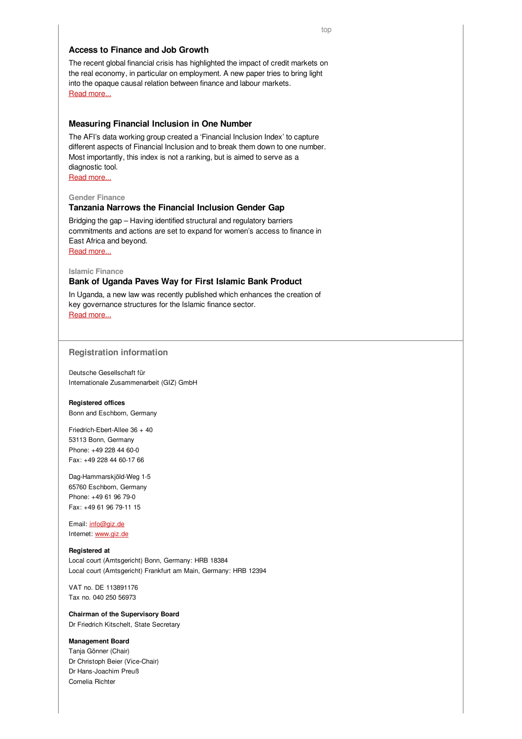top

### Access to Finance and Job Growth

The recent global financial crisis has highlighted the impact of credit markets on the real economy, in particular on employment. A new paper tries to bring light into the opaque causal relation between finance and labour markets.
Read more...

### Measuring Financial Inclusion in One Number

The AFI's data working group created a 'Financial Inclusion Index' to capture different aspects of Financial Inclusion and to break them down to one number. Most importantly, this index is not a ranking, but is aimed to serve as a diagnostic tool.
Read more...

Gender Finance

### Tanzania Narrows the Financial Inclusion Gender Gap

Bridging the gap – Having identified structural and regulatory barriers commitments and actions are set to expand for women's access to finance in East Africa and beyond.
Read more...

Islamic Finance

### Bank of Uganda Paves Way for First Islamic Bank Product

In Uganda, a new law was recently published which enhances the creation of key governance structures for the Islamic finance sector.
Read more...

## Registration information

Deutsche Gesellschaft für
Internationale Zusammenarbeit (GIZ) GmbH

**Registered offices**
Bonn and Eschborn, Germany

Friedrich-Ebert-Allee 36 + 40
53113 Bonn, Germany
Phone: +49 228 44 60-0
Fax: +49 228 44 60-17 66

Dag-Hammarskjöld-Weg 1-5
65760 Eschborn, Germany
Phone: +49 61 96 79-0
Fax: +49 61 96 79-11 15

Email: info@giz.de
Internet: www.giz.de

**Registered at**
Local court (Amtsgericht) Bonn, Germany: HRB 18384
Local court (Amtsgericht) Frankfurt am Main, Germany: HRB 12394

VAT no. DE 113891176
Tax no. 040 250 56973

**Chairman of the Supervisory Board**
Dr Friedrich Kitschelt, State Secretary

**Management Board**
Tanja Gönner (Chair)
Dr Christoph Beier (Vice-Chair)
Dr Hans-Joachim Preuß
Cornelia Richter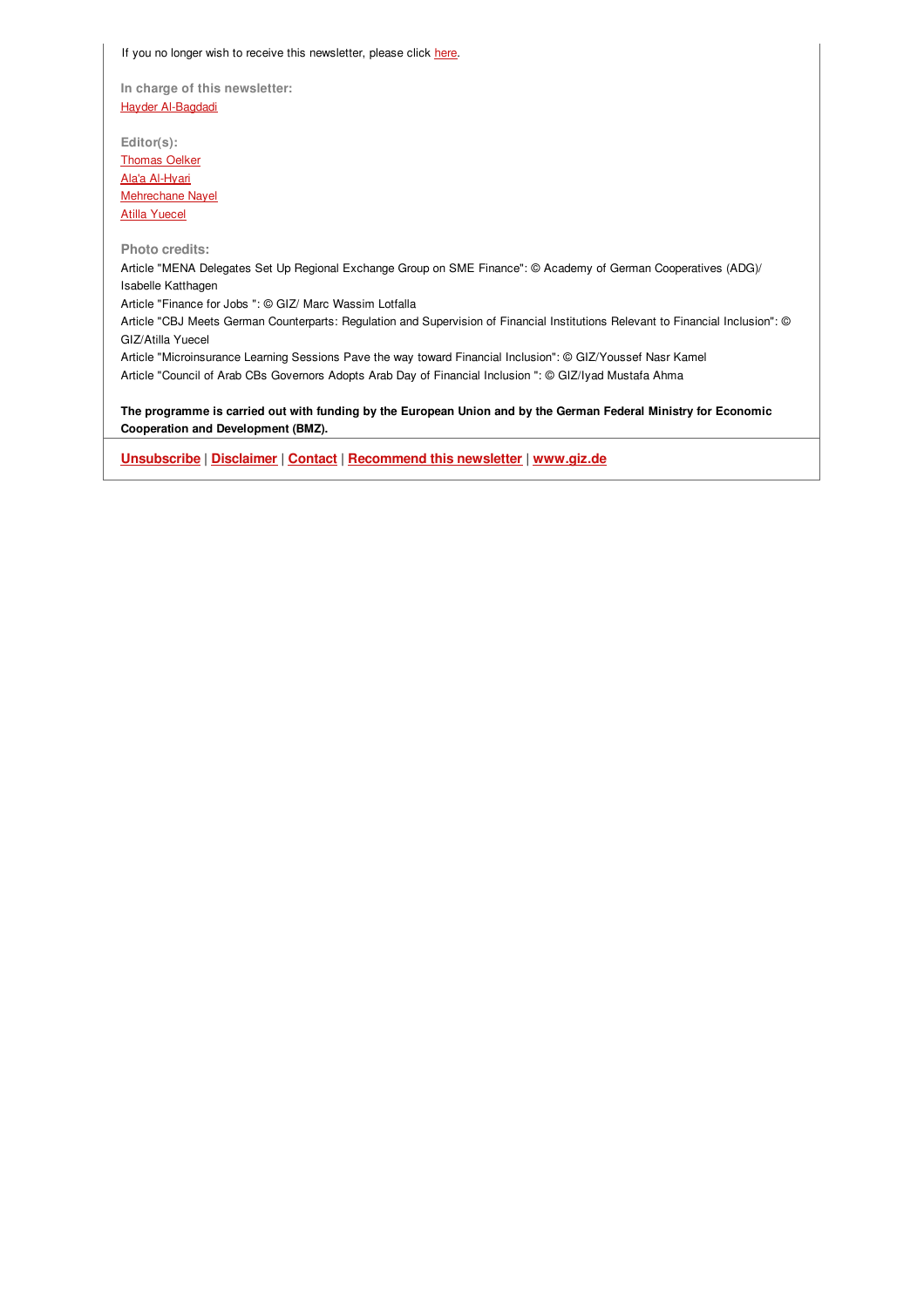If you no longer wish to receive this newsletter, please click here.

**In charge of this newsletter:**
Hayder Al-Bagdadi

**Editor(s):**
Thomas Oelker
Ala'a Al-Hyari
Mehrechane Nayel
Atilla Yuecel

**Photo credits:**
Article "MENA Delegates Set Up Regional Exchange Group on SME Finance": © Academy of German Cooperatives (ADG)/ Isabelle Katthagen
Article "Finance for Jobs ": © GIZ/ Marc Wassim Lotfalla
Article "CBJ Meets German Counterparts: Regulation and Supervision of Financial Institutions Relevant to Financial Inclusion": © GIZ/Atilla Yuecel
Article "Microinsurance Learning Sessions Pave the way toward Financial Inclusion": © GIZ/Youssef Nasr Kamel
Article "Council of Arab CBs Governors Adopts Arab Day of Financial Inclusion ": © GIZ/Iyad Mustafa Ahma

**The programme is carried out with funding by the European Union and by the German Federal Ministry for Economic Cooperation and Development (BMZ).**

**Unsubscribe** | **Disclaimer** | **Contact** | **Recommend this newsletter** | **www.giz.de**